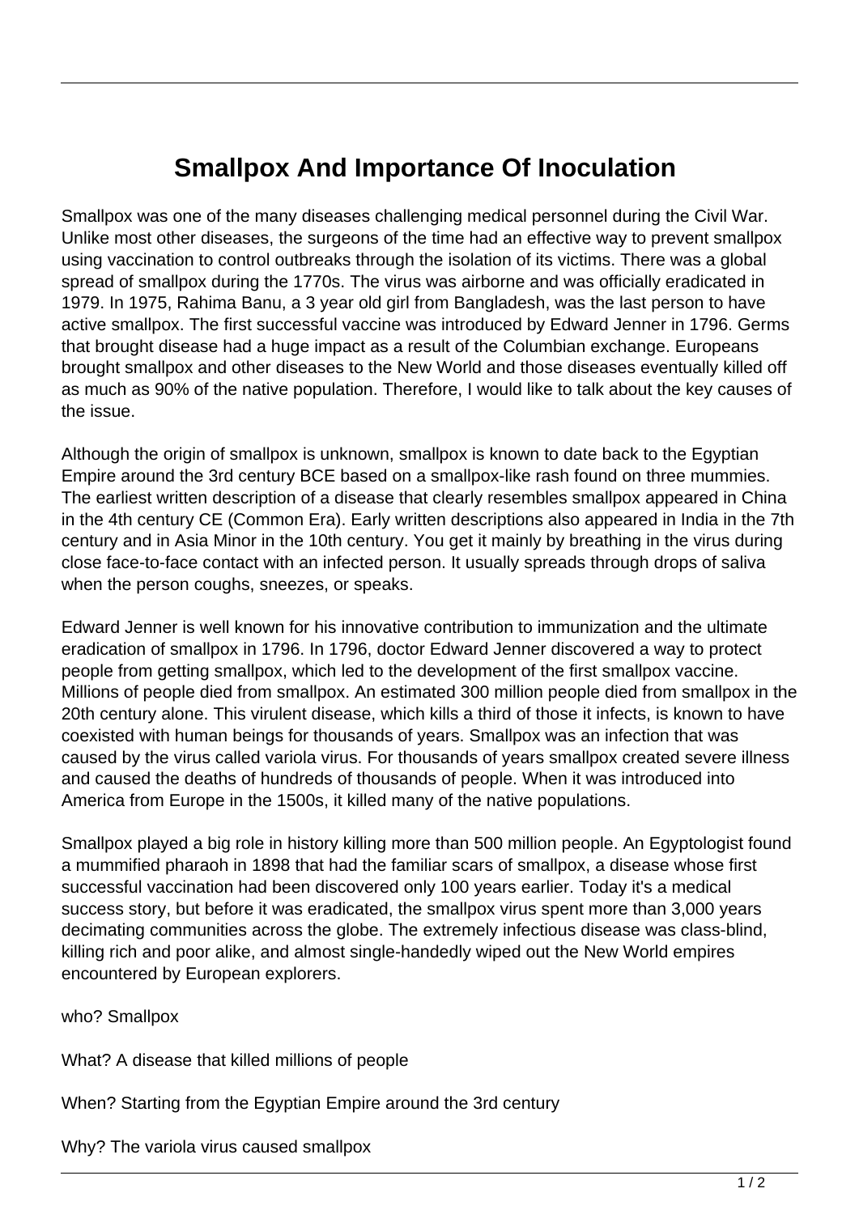# Smallpox And Importance Of Inoculation

Smallpox was one of the many diseases challenging medical personnel during the Civil War. Unlike most other diseases, the surgeons of the time had an effective way to prevent smallpox using vaccination to control outbreaks through the isolation of its victims. There was a global spread of smallpox during the 1770s. The virus was airborne and was officially eradicated in 1979. In 1975, Rahima Banu, a 3 year old girl from Bangladesh, was the last person to have active smallpox. The first successful vaccine was introduced by Edward Jenner in 1796. Germs that brought disease had a huge impact as a result of the Columbian exchange. Europeans brought smallpox and other diseases to the New World and those diseases eventually killed off as much as 90% of the native population. Therefore, I would like to talk about the key causes of the issue.

Although the origin of smallpox is unknown, smallpox is known to date back to the Egyptian Empire around the 3rd century BCE based on a smallpox-like rash found on three mummies. The earliest written description of a disease that clearly resembles smallpox appeared in China in the 4th century CE (Common Era). Early written descriptions also appeared in India in the 7th century and in Asia Minor in the 10th century. You get it mainly by breathing in the virus during close face-to-face contact with an infected person. It usually spreads through drops of saliva when the person coughs, sneezes, or speaks.

Edward Jenner is well known for his innovative contribution to immunization and the ultimate eradication of smallpox in 1796. In 1796, doctor Edward Jenner discovered a way to protect people from getting smallpox, which led to the development of the first smallpox vaccine. Millions of people died from smallpox. An estimated 300 million people died from smallpox in the 20th century alone. This virulent disease, which kills a third of those it infects, is known to have coexisted with human beings for thousands of years. Smallpox was an infection that was caused by the virus called variola virus. For thousands of years smallpox created severe illness and caused the deaths of hundreds of thousands of people. When it was introduced into America from Europe in the 1500s, it killed many of the native populations.

Smallpox played a big role in history killing more than 500 million people. An Egyptologist found a mummified pharaoh in 1898 that had the familiar scars of smallpox, a disease whose first successful vaccination had been discovered only 100 years earlier. Today it's a medical success story, but before it was eradicated, the smallpox virus spent more than 3,000 years decimating communities across the globe. The extremely infectious disease was class-blind, killing rich and poor alike, and almost single-handedly wiped out the New World empires encountered by European explorers.

who? Smallpox

What? A disease that killed millions of people

When? Starting from the Egyptian Empire around the 3rd century

Why? The variola virus caused smallpox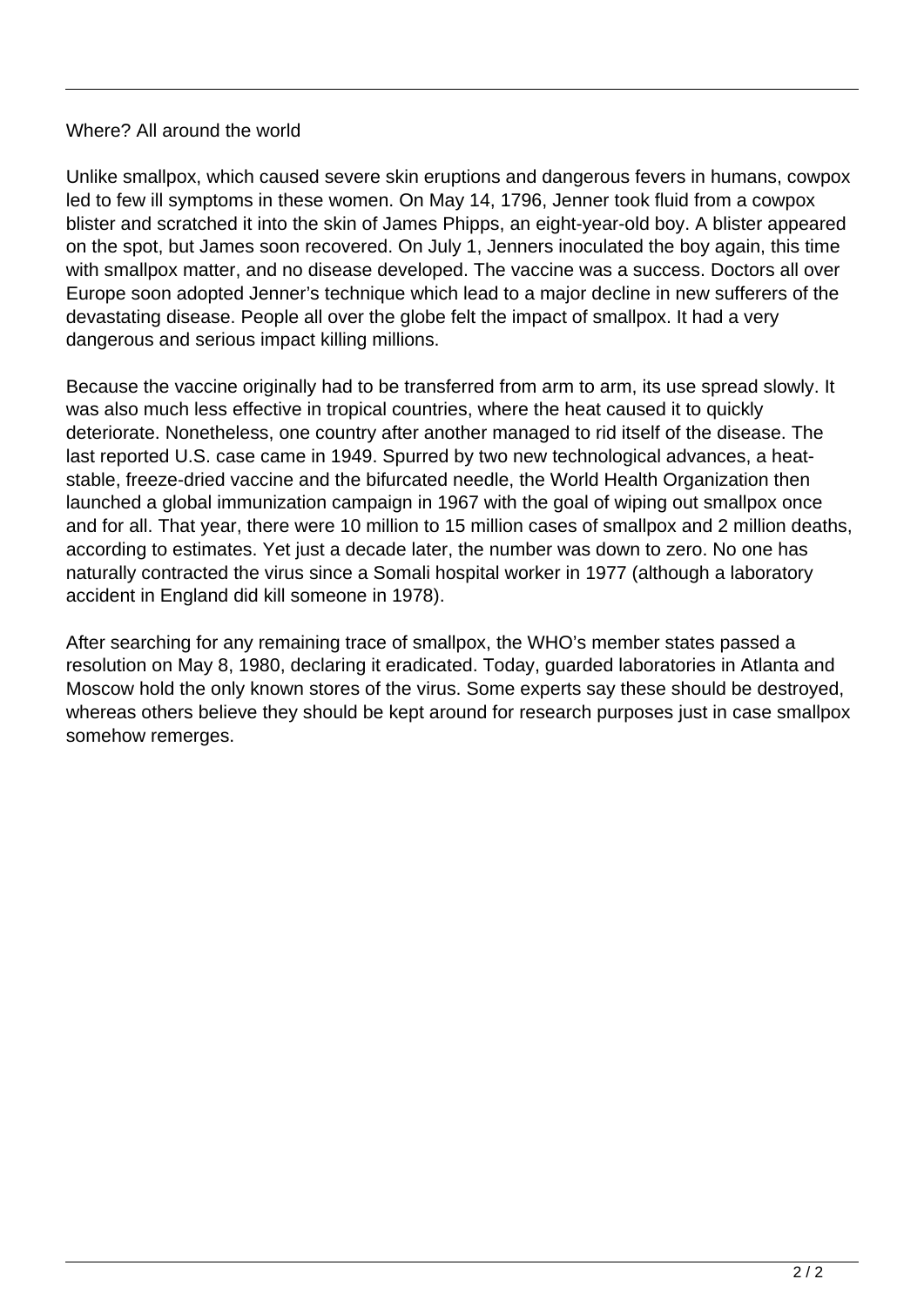Where? All around the world

Unlike smallpox, which caused severe skin eruptions and dangerous fevers in humans, cowpox led to few ill symptoms in these women. On May 14, 1796, Jenner took fluid from a cowpox blister and scratched it into the skin of James Phipps, an eight-year-old boy. A blister appeared on the spot, but James soon recovered. On July 1, Jenners inoculated the boy again, this time with smallpox matter, and no disease developed. The vaccine was a success. Doctors all over Europe soon adopted Jenner's technique which lead to a major decline in new sufferers of the devastating disease. People all over the globe felt the impact of smallpox. It had a very dangerous and serious impact killing millions.

Because the vaccine originally had to be transferred from arm to arm, its use spread slowly. It was also much less effective in tropical countries, where the heat caused it to quickly deteriorate. Nonetheless, one country after another managed to rid itself of the disease. The last reported U.S. case came in 1949. Spurred by two new technological advances, a heat-stable, freeze-dried vaccine and the bifurcated needle, the World Health Organization then launched a global immunization campaign in 1967 with the goal of wiping out smallpox once and for all. That year, there were 10 million to 15 million cases of smallpox and 2 million deaths, according to estimates. Yet just a decade later, the number was down to zero. No one has naturally contracted the virus since a Somali hospital worker in 1977 (although a laboratory accident in England did kill someone in 1978).

After searching for any remaining trace of smallpox, the WHO's member states passed a resolution on May 8, 1980, declaring it eradicated. Today, guarded laboratories in Atlanta and Moscow hold the only known stores of the virus. Some experts say these should be destroyed, whereas others believe they should be kept around for research purposes just in case smallpox somehow remerges.